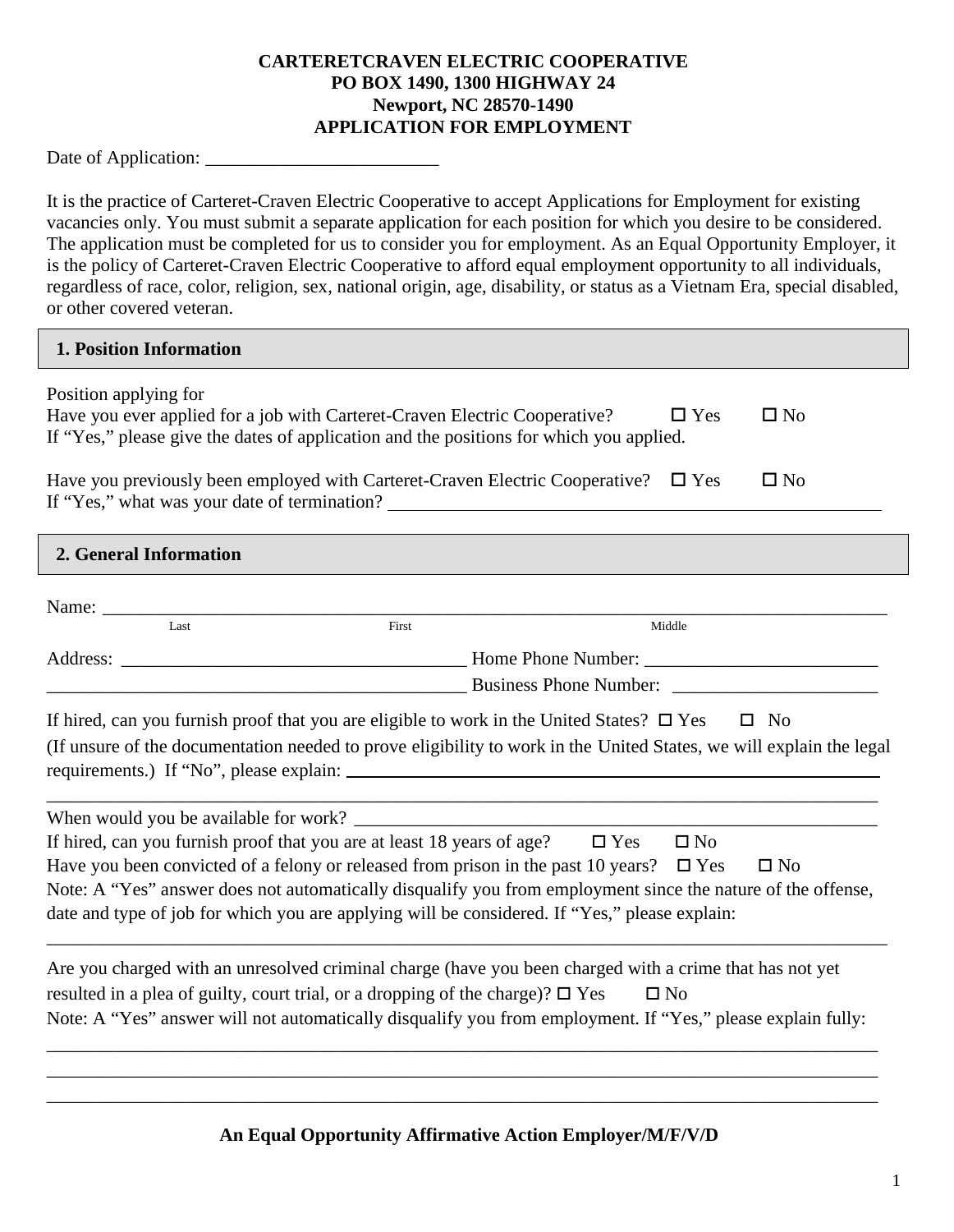**CARTERETCRAVEN ELECTRIC COOPERATIVE**
**PO BOX 1490, 1300 HIGHWAY 24**
**Newport, NC 28570-1490**
**APPLICATION FOR EMPLOYMENT**

Date of Application: _________________________

It is the practice of Carteret-Craven Electric Cooperative to accept Applications for Employment for existing vacancies only. You must submit a separate application for each position for which you desire to be considered. The application must be completed for us to consider you for employment. As an Equal Opportunity Employer, it is the policy of Carteret-Craven Electric Cooperative to afford equal employment opportunity to all individuals, regardless of race, color, religion, sex, national origin, age, disability, or status as a Vietnam Era, special disabled, or other covered veteran.

## 1. Position Information

Position applying for

Have you ever applied for a job with Carteret-Craven Electric Cooperative? ☐ Yes ☐ No

If "Yes," please give the dates of application and the positions for which you applied.

Have you previously been employed with Carteret-Craven Electric Cooperative? ☐ Yes ☐ No

If "Yes," what was your date of termination? _______________________________________________________

## 2. General Information

Name: ______________________________________________________________________________________

Last First Middle

Address: _____________________________________ Home Phone Number: _________________________

____________________________________________ Business Phone Number: ______________________

If hired, can you furnish proof that you are eligible to work in the United States? ☐ Yes ☐ No

(If unsure of the documentation needed to prove eligibility to work in the United States, we will explain the legal requirements.) If "No", please explain: ___________________________________________________________

_____________________________________________________________________________________________

When would you be available for work? ___________________________________________________________

If hired, can you furnish proof that you are at least 18 years of age? ☐ Yes ☐ No

Have you been convicted of a felony or released from prison in the past 10 years? ☐ Yes ☐ No

Note: A "Yes" answer does not automatically disqualify you from employment since the nature of the offense, date and type of job for which you are applying will be considered. If "Yes," please explain:

_____________________________________________________________________________________________

Are you charged with an unresolved criminal charge (have you been charged with a crime that has not yet resulted in a plea of guilty, court trial, or a dropping of the charge)? ☐ Yes ☐ No

Note: A "Yes" answer will not automatically disqualify you from employment. If "Yes," please explain fully:

_____________________________________________________________________________________________

_____________________________________________________________________________________________

_____________________________________________________________________________________________

**An Equal Opportunity Affirmative Action Employer/M/F/V/D**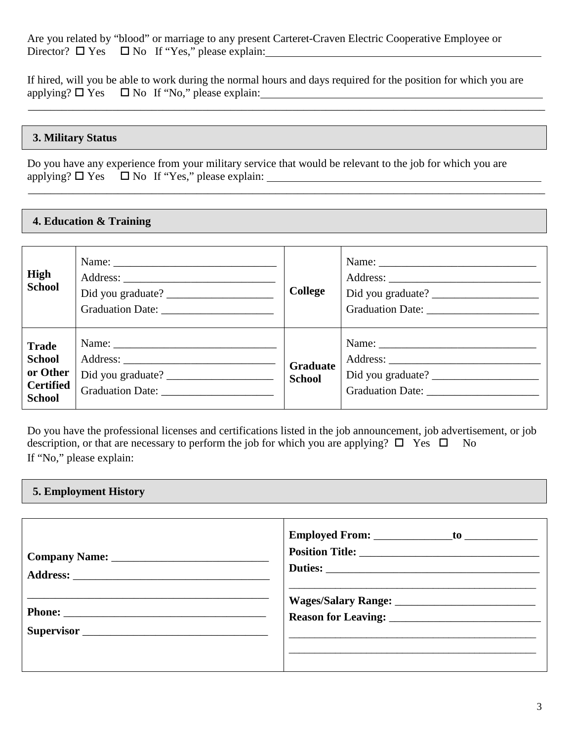Are you related by "blood" or marriage to any present Carteret-Craven Electric Cooperative Employee or Director? ☐ Yes ☐ No If "Yes," please explain:______________________________________________________

If hired, will you be able to work during the normal hours and days required for the position for which you are applying? ☐ Yes ☐ No If "No," please explain:______________________________________________________
______________________________________________________________________________________________

## 3. Military Status

Do you have any experience from your military service that would be relevant to the job for which you are applying? ☐ Yes ☐ No If "Yes," please explain: ______________________________________________________
______________________________________________________________________________________________

## 4. Education & Training

| | | | |
|---|---|---|---|
| **High School** | Name: ______________________________<br>Address: ____________________________<br>Did you graduate? ____________________<br>Graduation Date: _____________________ | **College** | Name: ______________________________<br>Address: ____________________________<br>Did you graduate? ____________________<br>Graduation Date: _____________________ |
| **Trade School or Other Certified School** | Name: ______________________________<br>Address: ____________________________<br>Did you graduate? ____________________<br>Graduation Date: _____________________ | **Graduate School** | Name: ______________________________<br>Address: ____________________________<br>Did you graduate? ____________________<br>Graduation Date: _____________________ |

Do you have the professional licenses and certifications listed in the job announcement, job advertisement, or job description, or that are necessary to perform the job for which you are applying? ☐ Yes ☐ No
If "No," please explain:

## 5. Employment History

| | |
|---|---|
| **Company Name:** ____________________________<br>**Address:** ___________________________________<br>____________________________________________<br>**Phone:** ____________________________________<br>**Supervisor** _________________________________ | **Employed From:** ______________**to** _____________<br>**Position Title:** ________________________________<br>**Duties:** ______________________________________<br>____________________________________________<br>**Wages/Salary Range:** _________________________<br>**Reason for Leaving:** ___________________________<br>____________________________________________<br>____________________________________________ |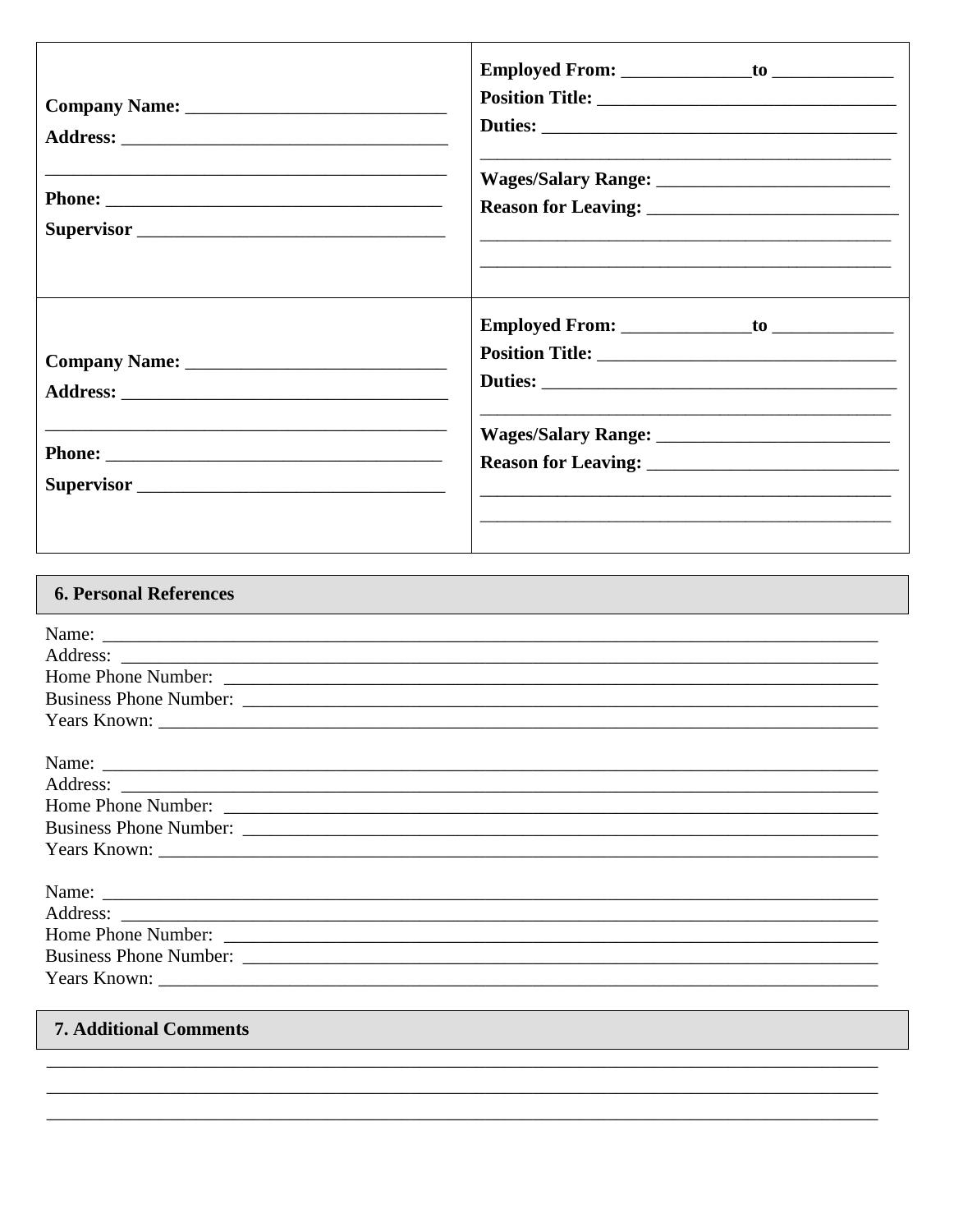| | |
|---|---|
| **Company Name:** ____________________________<br>**Address:** __________________________________<br>____________________________________________<br>**Phone:** ____________________________________<br>**Supervisor** _________________________________ | **Employed From:** ______________**to** _____________<br>**Position Title:** ________________________________<br>**Duties:** _____________________________________<br>_____________________________________________<br>**Wages/Salary Range:** _________________________<br>**Reason for Leaving:** ___________________________<br>_____________________________________________<br>_____________________________________________ |
| **Company Name:** ____________________________<br>**Address:** __________________________________<br>____________________________________________<br>**Phone:** ____________________________________<br>**Supervisor** _________________________________ | **Employed From:** ______________**to** _____________<br>**Position Title:** ________________________________<br>**Duties:** _____________________________________<br>_____________________________________________<br>**Wages/Salary Range:** _________________________<br>**Reason for Leaving:** ___________________________<br>_____________________________________________<br>_____________________________________________ |

## 6. Personal References

Name: ______________________________________________________________________________
Address: ____________________________________________________________________________
Home Phone Number: __________________________________________________________________
Business Phone Number: _______________________________________________________________
Years Known: ________________________________________________________________________

Name: ______________________________________________________________________________
Address: ____________________________________________________________________________
Home Phone Number: __________________________________________________________________
Business Phone Number: _______________________________________________________________
Years Known: ________________________________________________________________________

Name: ______________________________________________________________________________
Address: ____________________________________________________________________________
Home Phone Number: __________________________________________________________________
Business Phone Number: _______________________________________________________________
Years Known: ________________________________________________________________________

## 7. Additional Comments

____________________________________________________________________________________
____________________________________________________________________________________
____________________________________________________________________________________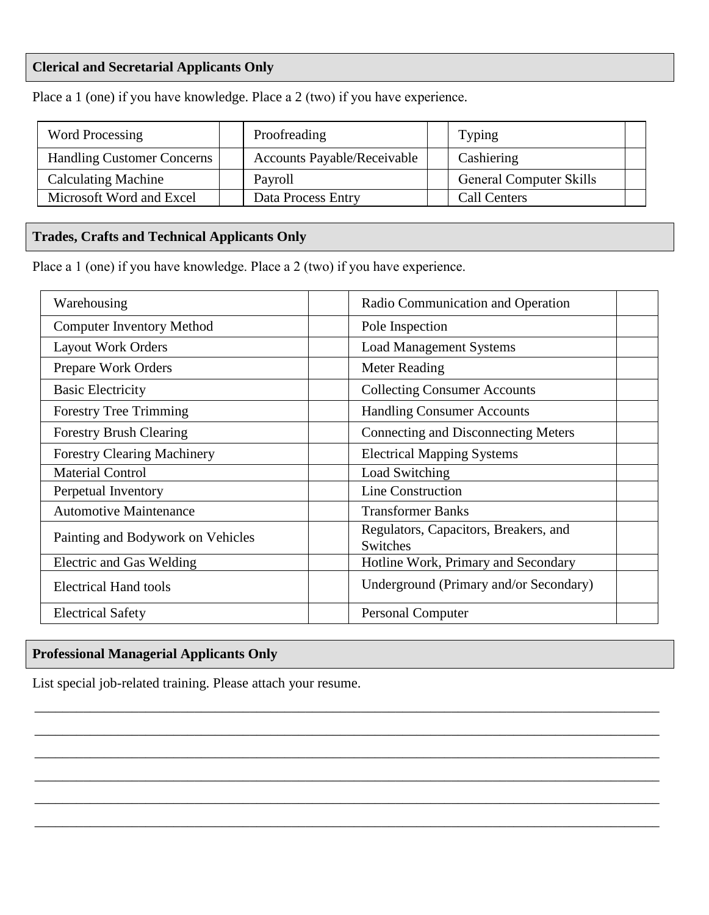## Clerical and Secretarial Applicants Only

Place a 1 (one) if you have knowledge. Place a 2 (two) if you have experience.

| | | | | | |
|---|---|---|---|---|---|
| Word Processing | | Proofreading | | Typing | |
| Handling Customer Concerns | | Accounts Payable/Receivable | | Cashiering | |
| Calculating Machine | | Payroll | | General Computer Skills | |
| Microsoft Word and Excel | | Data Process Entry | | Call Centers | |

## Trades, Crafts and Technical Applicants Only

Place a 1 (one) if you have knowledge. Place a 2 (two) if you have experience.

| | | | |
|---|---|---|---|
| Warehousing | | Radio Communication and Operation | |
| Computer Inventory Method | | Pole Inspection | |
| Layout Work Orders | | Load Management Systems | |
| Prepare Work Orders | | Meter Reading | |
| Basic Electricity | | Collecting Consumer Accounts | |
| Forestry Tree Trimming | | Handling Consumer Accounts | |
| Forestry Brush Clearing | | Connecting and Disconnecting Meters | |
| Forestry Clearing Machinery | | Electrical Mapping Systems | |
| Material Control | | Load Switching | |
| Perpetual Inventory | | Line Construction | |
| Automotive Maintenance | | Transformer Banks | |
| Painting and Bodywork on Vehicles | | Regulators, Capacitors, Breakers, and Switches | |
| Electric and Gas Welding | | Hotline Work, Primary and Secondary | |
| Electrical Hand tools | | Underground (Primary and/or Secondary) | |
| Electrical Safety | | Personal Computer | |

## Professional Managerial Applicants Only

List special job-related training. Please attach your resume.

______________________________________________________________________________

______________________________________________________________________________

______________________________________________________________________________

______________________________________________________________________________

______________________________________________________________________________

______________________________________________________________________________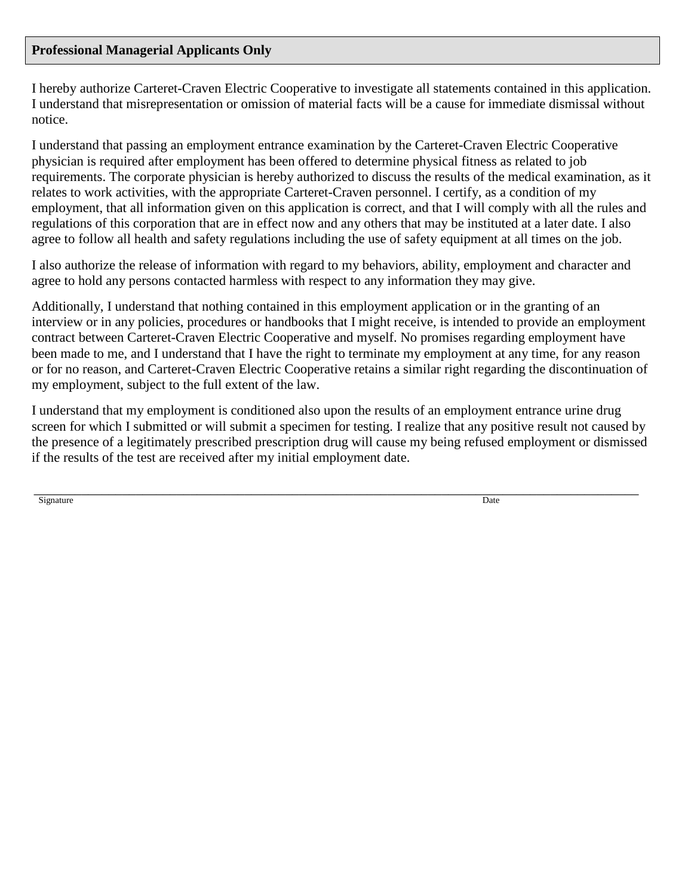**Professional Managerial Applicants Only**

I hereby authorize Carteret-Craven Electric Cooperative to investigate all statements contained in this application. I understand that misrepresentation or omission of material facts will be a cause for immediate dismissal without notice.

I understand that passing an employment entrance examination by the Carteret-Craven Electric Cooperative physician is required after employment has been offered to determine physical fitness as related to job requirements. The corporate physician is hereby authorized to discuss the results of the medical examination, as it relates to work activities, with the appropriate Carteret-Craven personnel. I certify, as a condition of my employment, that all information given on this application is correct, and that I will comply with all the rules and regulations of this corporation that are in effect now and any others that may be instituted at a later date. I also agree to follow all health and safety regulations including the use of safety equipment at all times on the job.

I also authorize the release of information with regard to my behaviors, ability, employment and character and agree to hold any persons contacted harmless with respect to any information they may give.

Additionally, I understand that nothing contained in this employment application or in the granting of an interview or in any policies, procedures or handbooks that I might receive, is intended to provide an employment contract between Carteret-Craven Electric Cooperative and myself. No promises regarding employment have been made to me, and I understand that I have the right to terminate my employment at any time, for any reason or for no reason, and Carteret-Craven Electric Cooperative retains a similar right regarding the discontinuation of my employment, subject to the full extent of the law.

I understand that my employment is conditioned also upon the results of an employment entrance urine drug screen for which I submitted or will submit a specimen for testing. I realize that any positive result not caused by the presence of a legitimately prescribed prescription drug will cause my being refused employment or dismissed if the results of the test are received after my initial employment date.

\_\_\_\_\_\_\_\_\_\_\_\_\_\_\_\_\_\_\_\_\_\_\_\_\_\_\_\_\_\_\_\_\_\_\_\_\_\_\_\_\_\_\_\_\_\_\_\_\_\_\_\_\_\_\_\_\_\_\_\_\_\_\_\_\_\_\_\_\_\_\_\_\_\_\_\_\_\_

Signature                                                                                                                                  Date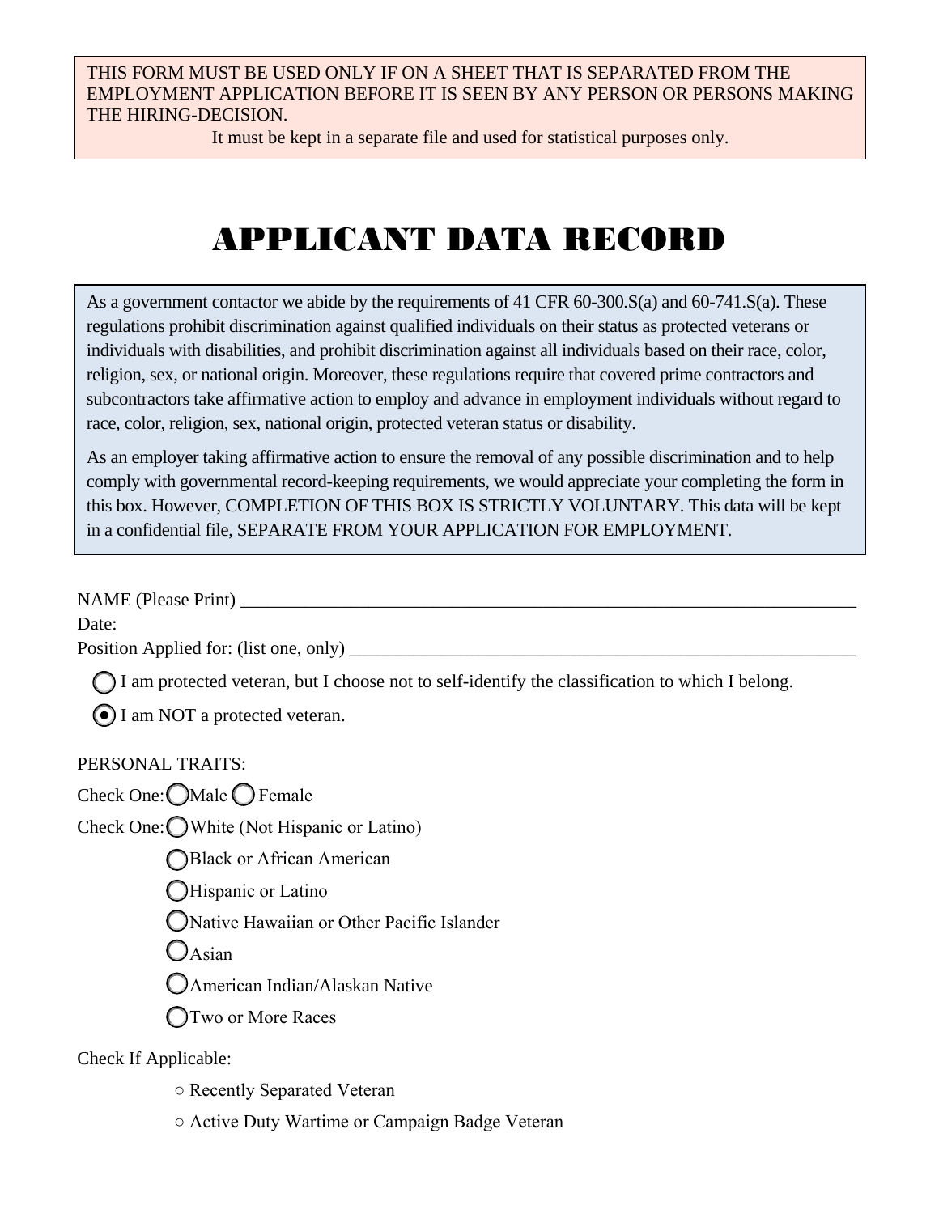THIS FORM MUST BE USED ONLY IF ON A SHEET THAT IS SEPARATED FROM THE EMPLOYMENT APPLICATION BEFORE IT IS SEEN BY ANY PERSON OR PERSONS MAKING THE HIRING-DECISION.

It must be kept in a separate file and used for statistical purposes only.

# APPLICANT DATA RECORD

As a government contactor we abide by the requirements of 41 CFR 60-300.S(a) and 60-741.S(a). These regulations prohibit discrimination against qualified individuals on their status as protected veterans or individuals with disabilities, and prohibit discrimination against all individuals based on their race, color, religion, sex, or national origin. Moreover, these regulations require that covered prime contractors and subcontractors take affirmative action to employ and advance in employment individuals without regard to race, color, religion, sex, national origin, protected veteran status or disability.

As an employer taking affirmative action to ensure the removal of any possible discrimination and to help comply with governmental record-keeping requirements, we would appreciate your completing the form in this box. However, COMPLETION OF THIS BOX IS STRICTLY VOLUNTARY. This data will be kept in a confidential file, SEPARATE FROM YOUR APPLICATION FOR EMPLOYMENT.

NAME (Please Print) ______________________________________________________________________

Date:

Position Applied for: (list one, only) ________________________________________________________

○ I am protected veteran, but I choose not to self-identify the classification to which I belong.

◉ I am NOT a protected veteran.

PERSONAL TRAITS:

Check One: ○ Male ○ Female

Check One: ○ White (Not Hispanic or Latino)

○ Black or African American

○ Hispanic or Latino

○ Native Hawaiian or Other Pacific Islander

○ Asian

○ American Indian/Alaskan Native

○ Two or More Races

Check If Applicable:

○ Recently Separated Veteran

○ Active Duty Wartime or Campaign Badge Veteran